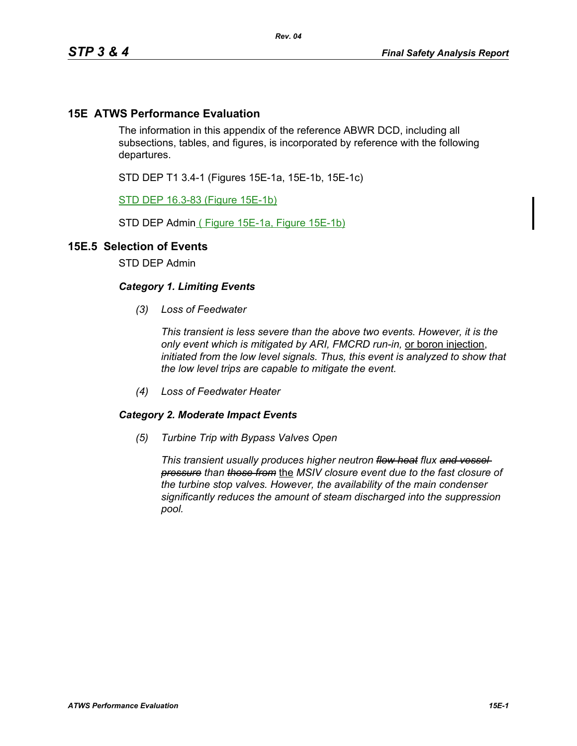# 15E ATWS Performance Evaluation

The information in this appendix of the reference ABWR DCD, including all subsections, tables, and figures, is incorporated by reference with the following departures.

STD DEP T1 3.4-1 (Figures 15E-1a, 15E-1b, 15E-1c)

STD DEP 16.3-83 (Figure 15E-1b)

STD DEP Admin ( Figure 15E-1a, Figure 15E-1b)

## 15E.5 Selection of Events

STD DEP Admin

***Category 1. Limiting Events***

*(3) Loss of Feedwater*

*This transient is less severe than the above two events. However, it is the only event which is mitigated by ARI, FMCRD run-in,* or boron injection, *initiated from the low level signals. Thus, this event is analyzed to show that the low level trips are capable to mitigate the event.*

*(4) Loss of Feedwater Heater*

***Category 2. Moderate Impact Events***

*(5) Turbine Trip with Bypass Valves Open*

*This transient usually produces higher neutron ~~flow heat~~ flux ~~and vessel pressure~~ than ~~those from~~* the *MSIV closure event due to the fast closure of the turbine stop valves. However, the availability of the main condenser significantly reduces the amount of steam discharged into the suppression pool.*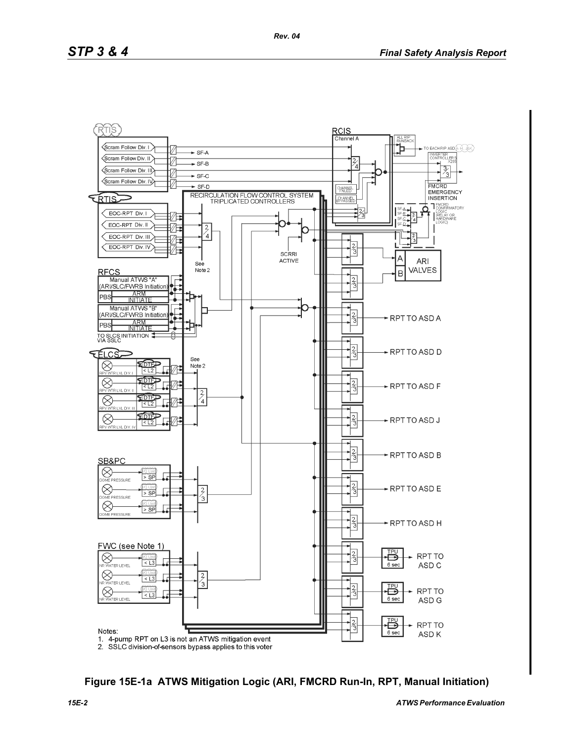RTIS

Scram Follow Div. I

Scram Follow Div. II

Scram Follow Div. III

Scram Follow Div. IV

SF-A

SF-B

SF-C

SF-D

RTIS

EOC-RPT Div. I

EOC-RPT Div. II

EOC-RPT Div. III

EOC-RPT Div. IV

2/4

See Note 2

RECIRCULATION FLOW CONTROL SYSTEM TRIPLICATED CONTROLLERS

SCRRI ACTIVE

RCIS Channel A

ALL RIP RUNBACK

TO EACH RIP ASD A-H, J&K

2/4

CHANNEL FAILED

CHANNEL BYPASSED

2/3

INVERTER CONTROLLERS X205

3/3

FMCRD EMERGENCY INSERTION

SF-A SF-B SF-C SF-D

2/4

FMCRD CONFIRMATORY LOGIC (RELAY OR HARDWARE LOGIC)

2/3

2/3

A B ARI VALVES

2/3

RFCS

Manual ATWS "A" (ARI/SLC/FWRB Initiation)

PBS ARM INITIATE

Manual ATWS "B" (ARI/SLC/FWRB Initiation)

PBS ARM INITIATE

TO SLCS INITIATION VIA SSLC

2/3 RPT TO ASD A

ELCS

RPV WTR LVL DIV. I DTF < L2

RPV WTR LVL DIV. II DTF < L2

RPV WTR LVL DIV. III DTF < L2

RPV WTR LVL DIV. IV DTF < L2

See Note 2

2/4

2/3 RPT TO ASD D

2/3 RPT TO ASD F

2/3 RPT TO ASD J

2/3 RPT TO ASD B

SB&PC

DOME PRESSURE I/O Unit > SP

DOME PRESSURE I/O Unit > SP

DOME PRESSURE I/O Unit > SP

2/3

2/3 RPT TO ASD E

2/3 RPT TO ASD H

FWC (see Note 1)

NR WATER LEVEL I/O Unit < L3

NR WATER LEVEL I/O Unit < L3

NR WATER LEVEL I/O Unit < L3

2/3

2/3 TPU 6 sec RPT TO ASD C

2/3 TPU 6 sec RPT TO ASD G

2/3 TPU 6 sec RPT TO ASD K

Notes:

1. 4-pump RPT on L3 is not an ATWS mitigation event
2. SSLC division-of-sensors bypass applies to this voter

**Figure 15E-1a ATWS Mitigation Logic (ARI, FMCRD Run-In, RPT, Manual Initiation)**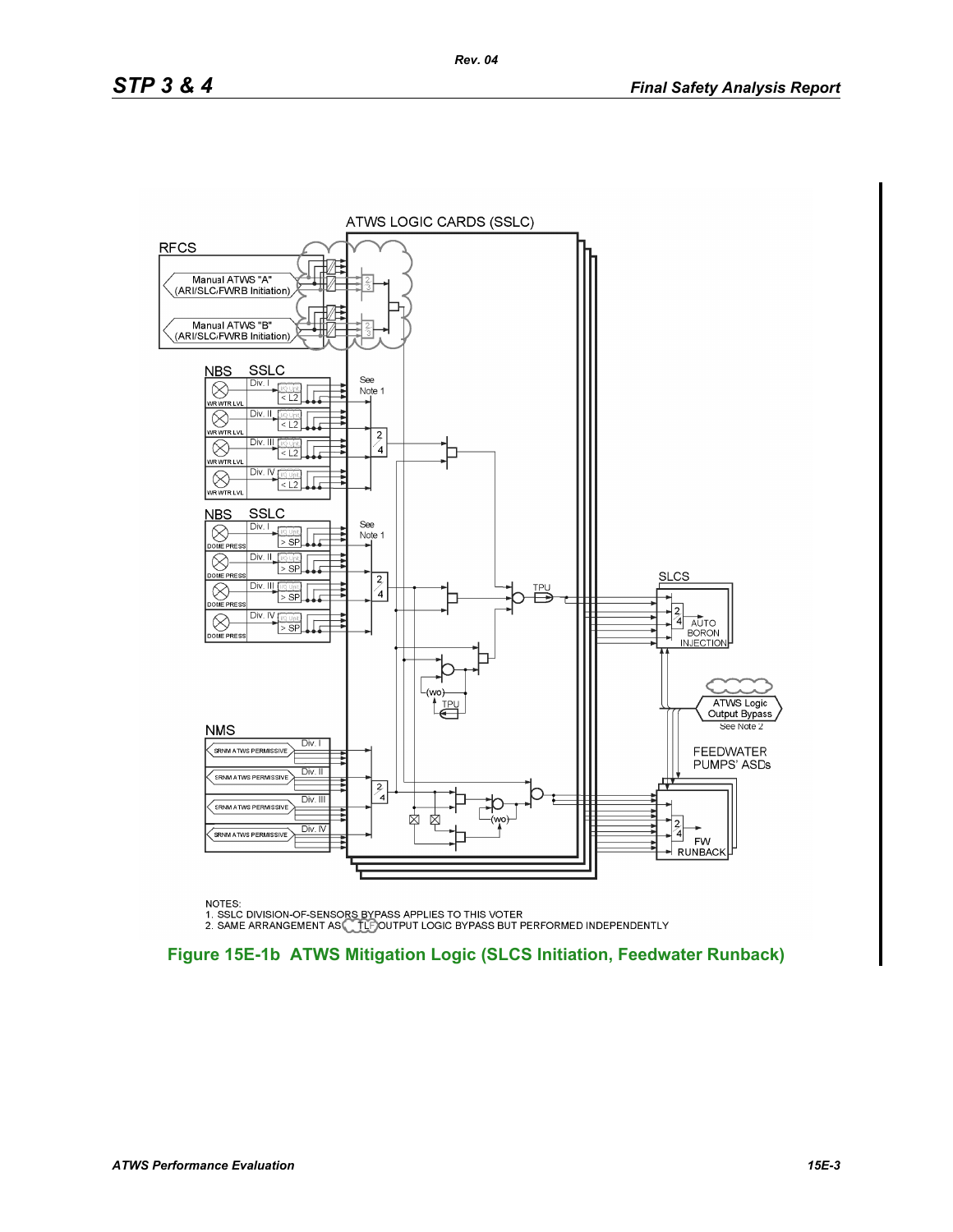ATWS LOGIC CARDS (SSLC)

RFCS

Manual ATWS "A" (ARI/SLC/FWRB Initiation)

Manual ATWS "B" (ARI/SLC/FWRB Initiation)

NBS SSLC

Div. I
Div. II
Div. III
Div. IV

WR WTR LVL

< L2

See Note 1

2/4

NBS SSLC

DOME PRESS

> SP

See Note 1

2/4

TPU

SLCS

2/4

AUTO BORON INJECTION

(wo)

TPU

ATWS Logic Output Bypass

See Note 2

FEEDWATER PUMPS' ASDs

NMS

SRNM ATWS PERMISSIVE

2/4

(wo)

FW RUNBACK

NOTES:
1. SSLC DIVISION-OF-SENSORS BYPASS APPLIES TO THIS VOTER
2. SAME ARRANGEMENT AS TLF OUTPUT LOGIC BYPASS BUT PERFORMED INDEPENDENTLY

**Figure 15E-1b ATWS Mitigation Logic (SLCS Initiation, Feedwater Runback)**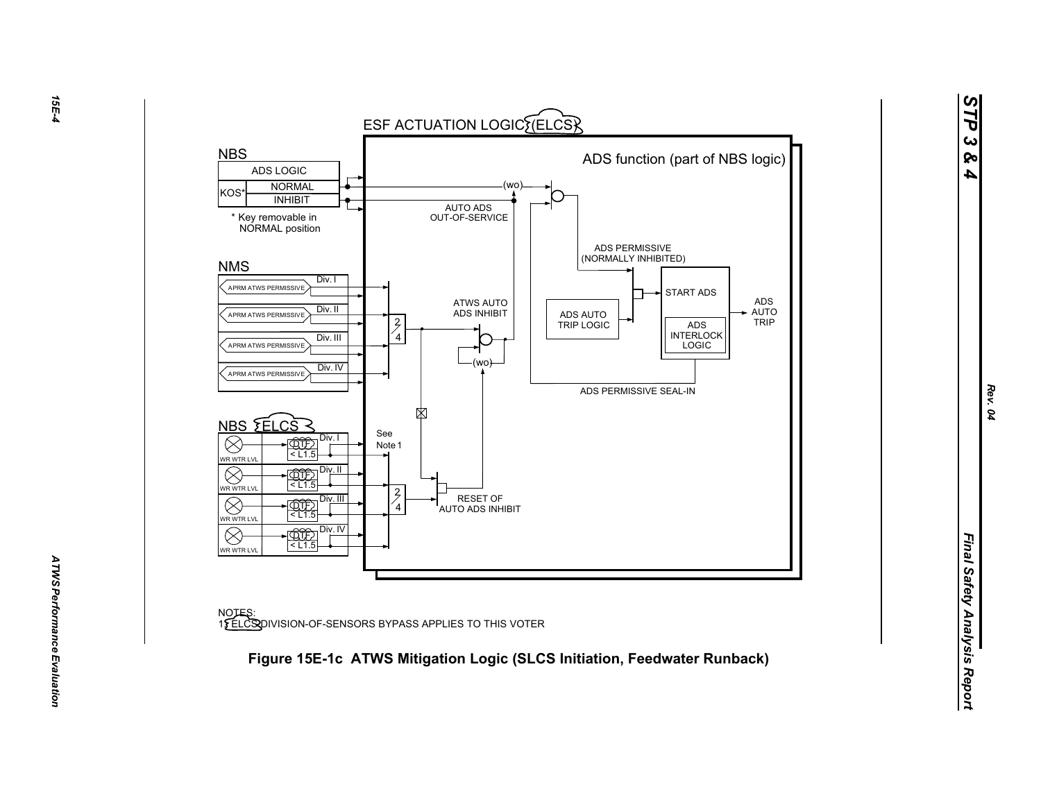ESF ACTUATION LOGIC (ELCS)

NBS

ADS LOGIC

KOS*

NORMAL

INHIBIT

* Key removable in NORMAL position

ADS function (part of NBS logic)

(wo)

AUTO ADS OUT-OF-SERVICE

ADS PERMISSIVE (NORMALLY INHIBITED)

NMS

APRM ATWS PERMISSIVE Div. I

APRM ATWS PERMISSIVE Div. II

APRM ATWS PERMISSIVE Div. III

APRM ATWS PERMISSIVE Div. IV

2/4

ATWS AUTO ADS INHIBIT

(wo)

ADS AUTO TRIP LOGIC

START ADS

ADS INTERLOCK LOGIC

ADS AUTO TRIP

ADS PERMISSIVE SEAL-IN

NBS ELCS

WR WTR LVL DTF < L1.5 Div. I

WR WTR LVL DTF < L1.5 Div. II

WR WTR LVL DTF < L1.5 Div. III

WR WTR LVL DTF < L1.5 Div. IV

See Note 1

2/4

RESET OF AUTO ADS INHIBIT

NOTES:
1. ELCS DIVISION-OF-SENSORS BYPASS APPLIES TO THIS VOTER

**Figure 15E-1c ATWS Mitigation Logic (SLCS Initiation, Feedwater Runback)**